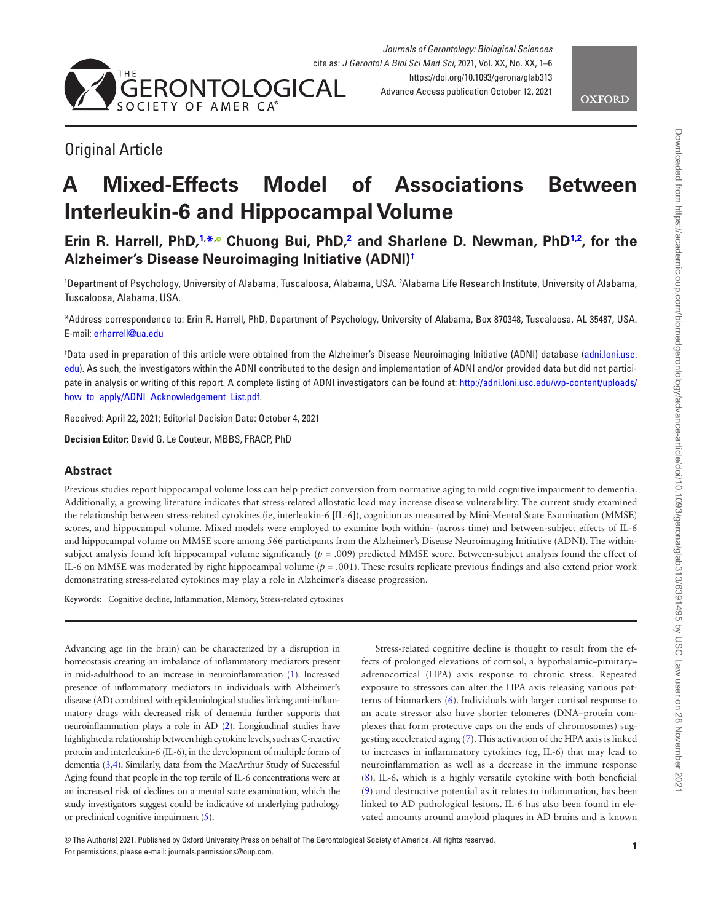Original Article

# A Mixed-Effects Model of Associations Between Interleukin-6 and Hippocampal Volume

**Erin R. Harrell, PhD,[1,*] Chuong Bui, PhD,[2] and Sharlene D. Newman, PhD[1,2], for the Alzheimer's Disease Neuroimaging Initiative (ADNI)[†]**

[1]Department of Psychology, University of Alabama, Tuscaloosa, Alabama, USA. [2]Alabama Life Research Institute, University of Alabama, Tuscaloosa, Alabama, USA.

*Address correspondence to: Erin R. Harrell, PhD, Department of Psychology, University of Alabama, Box 870348, Tuscaloosa, AL 35487, USA. E-mail: erharrell@ua.edu

[†]Data used in preparation of this article were obtained from the Alzheimer's Disease Neuroimaging Initiative (ADNI) database (adni.loni.usc.edu). As such, the investigators within the ADNI contributed to the design and implementation of ADNI and/or provided data but did not participate in analysis or writing of this report. A complete listing of ADNI investigators can be found at: http://adni.loni.usc.edu/wp-content/uploads/how_to_apply/ADNI_Acknowledgement_List.pdf.

Received: April 22, 2021; Editorial Decision Date: October 4, 2021

**Decision Editor:** David G. Le Couteur, MBBS, FRACP, PhD

## Abstract

Previous studies report hippocampal volume loss can help predict conversion from normative aging to mild cognitive impairment to dementia. Additionally, a growing literature indicates that stress-related allostatic load may increase disease vulnerability. The current study examined the relationship between stress-related cytokines (ie, interleukin-6 [IL-6]), cognition as measured by Mini-Mental State Examination (MMSE) scores, and hippocampal volume. Mixed models were employed to examine both within- (across time) and between-subject effects of IL-6 and hippocampal volume on MMSE score among 566 participants from the Alzheimer's Disease Neuroimaging Initiative (ADNI). The within-subject analysis found left hippocampal volume significantly ($p = .009$) predicted MMSE score. Between-subject analysis found the effect of IL-6 on MMSE was moderated by right hippocampal volume ($p = .001$). These results replicate previous findings and also extend prior work demonstrating stress-related cytokines may play a role in Alzheimer's disease progression.

**Keywords:** Cognitive decline, Inflammation, Memory, Stress-related cytokines

Advancing age (in the brain) can be characterized by a disruption in homeostasis creating an imbalance of inflammatory mediators present in mid-adulthood to an increase in neuroinflammation (1). Increased presence of inflammatory mediators in individuals with Alzheimer's disease (AD) combined with epidemiological studies linking anti-inflammatory drugs with decreased risk of dementia further supports that neuroinflammation plays a role in AD (2). Longitudinal studies have highlighted a relationship between high cytokine levels, such as C-reactive protein and interleukin-6 (IL-6), in the development of multiple forms of dementia (3,4). Similarly, data from the MacArthur Study of Successful Aging found that people in the top tertile of IL-6 concentrations were at an increased risk of declines on a mental state examination, which the study investigators suggest could be indicative of underlying pathology or preclinical cognitive impairment (5).

Stress-related cognitive decline is thought to result from the effects of prolonged elevations of cortisol, a hypothalamic–pituitary–adrenocortical (HPA) axis response to chronic stress. Repeated exposure to stressors can alter the HPA axis releasing various patterns of biomarkers (6). Individuals with larger cortisol response to an acute stressor also have shorter telomeres (DNA–protein complexes that form protective caps on the ends of chromosomes) suggesting accelerated aging (7). This activation of the HPA axis is linked to increases in inflammatory cytokines (eg, IL-6) that may lead to neuroinflammation as well as a decrease in the immune response (8). IL-6, which is a highly versatile cytokine with both beneficial (9) and destructive potential as it relates to inflammation, has been linked to AD pathological lesions. IL-6 has also been found in elevated amounts around amyloid plaques in AD brains and is known

© The Author(s) 2021. Published by Oxford University Press on behalf of The Gerontological Society of America. All rights reserved. For permissions, please e-mail: journals.permissions@oup.com.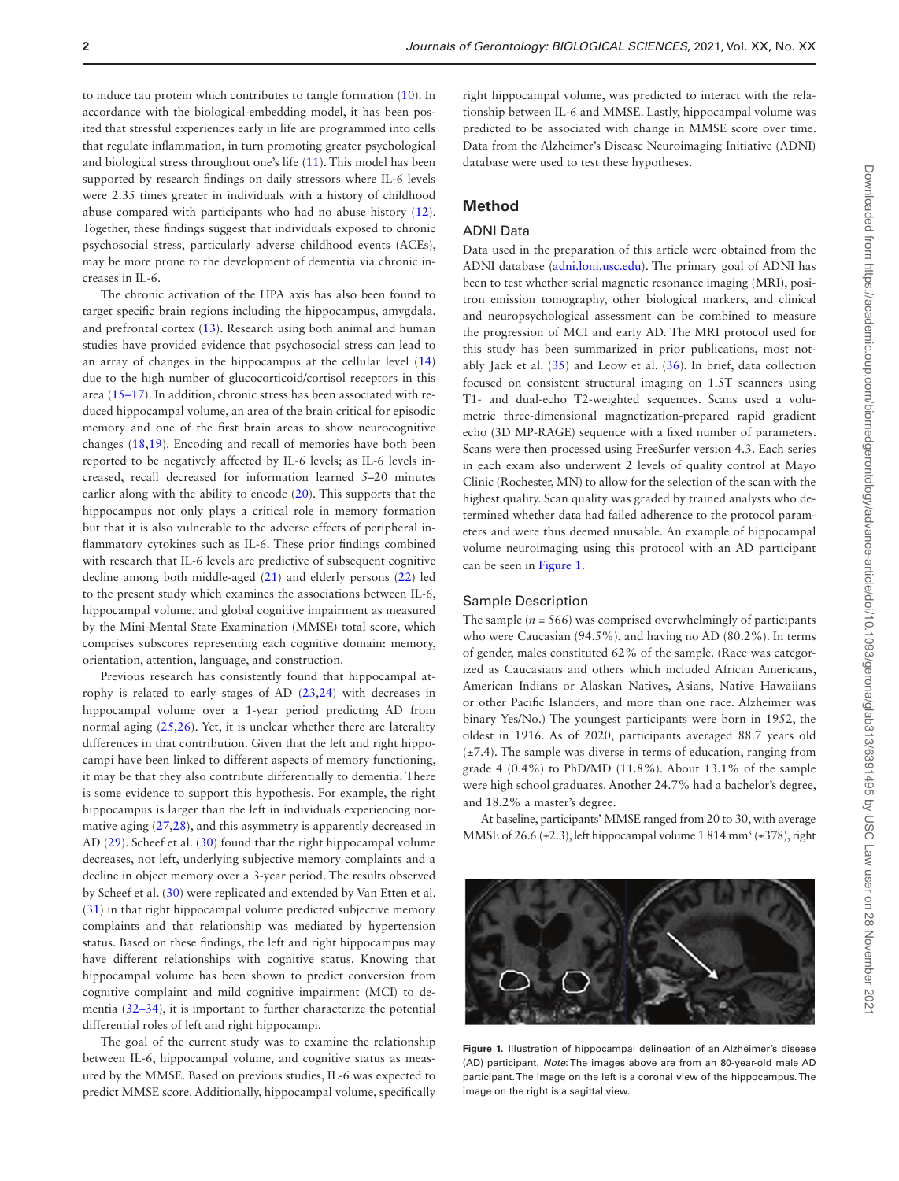to induce tau protein which contributes to tangle formation (10). In accordance with the biological-embedding model, it has been posited that stressful experiences early in life are programmed into cells that regulate inflammation, in turn promoting greater psychological and biological stress throughout one's life (11). This model has been supported by research findings on daily stressors where IL-6 levels were 2.35 times greater in individuals with a history of childhood abuse compared with participants who had no abuse history (12). Together, these findings suggest that individuals exposed to chronic psychosocial stress, particularly adverse childhood events (ACEs), may be more prone to the development of dementia via chronic increases in IL-6.

The chronic activation of the HPA axis has also been found to target specific brain regions including the hippocampus, amygdala, and prefrontal cortex (13). Research using both animal and human studies have provided evidence that psychosocial stress can lead to an array of changes in the hippocampus at the cellular level (14) due to the high number of glucocorticoid/cortisol receptors in this area (15–17). In addition, chronic stress has been associated with reduced hippocampal volume, an area of the brain critical for episodic memory and one of the first brain areas to show neurocognitive changes (18,19). Encoding and recall of memories have both been reported to be negatively affected by IL-6 levels; as IL-6 levels increased, recall decreased for information learned 5–20 minutes earlier along with the ability to encode (20). This supports that the hippocampus not only plays a critical role in memory formation but that it is also vulnerable to the adverse effects of peripheral inflammatory cytokines such as IL-6. These prior findings combined with research that IL-6 levels are predictive of subsequent cognitive decline among both middle-aged (21) and elderly persons (22) led to the present study which examines the associations between IL-6, hippocampal volume, and global cognitive impairment as measured by the Mini-Mental State Examination (MMSE) total score, which comprises subscores representing each cognitive domain: memory, orientation, attention, language, and construction.

Previous research has consistently found that hippocampal atrophy is related to early stages of AD (23,24) with decreases in hippocampal volume over a 1-year period predicting AD from normal aging (25,26). Yet, it is unclear whether there are laterality differences in that contribution. Given that the left and right hippocampi have been linked to different aspects of memory functioning, it may be that they also contribute differentially to dementia. There is some evidence to support this hypothesis. For example, the right hippocampus is larger than the left in individuals experiencing normative aging (27,28), and this asymmetry is apparently decreased in AD (29). Scheef et al. (30) found that the right hippocampal volume decreases, not left, underlying subjective memory complaints and a decline in object memory over a 3-year period. The results observed by Scheef et al. (30) were replicated and extended by Van Etten et al. (31) in that right hippocampal volume predicted subjective memory complaints and that relationship was mediated by hypertension status. Based on these findings, the left and right hippocampus may have different relationships with cognitive status. Knowing that hippocampal volume has been shown to predict conversion from cognitive complaint and mild cognitive impairment (MCI) to dementia (32–34), it is important to further characterize the potential differential roles of left and right hippocampi.

The goal of the current study was to examine the relationship between IL-6, hippocampal volume, and cognitive status as measured by the MMSE. Based on previous studies, IL-6 was expected to predict MMSE score. Additionally, hippocampal volume, specifically right hippocampal volume, was predicted to interact with the relationship between IL-6 and MMSE. Lastly, hippocampal volume was predicted to be associated with change in MMSE score over time. Data from the Alzheimer's Disease Neuroimaging Initiative (ADNI) database were used to test these hypotheses.

## Method

### ADNI Data

Data used in the preparation of this article were obtained from the ADNI database (adni.loni.usc.edu). The primary goal of ADNI has been to test whether serial magnetic resonance imaging (MRI), positron emission tomography, other biological markers, and clinical and neuropsychological assessment can be combined to measure the progression of MCI and early AD. The MRI protocol used for this study has been summarized in prior publications, most notably Jack et al. (35) and Leow et al. (36). In brief, data collection focused on consistent structural imaging on 1.5T scanners using T1- and dual-echo T2-weighted sequences. Scans used a volumetric three-dimensional magnetization-prepared rapid gradient echo (3D MP-RAGE) sequence with a fixed number of parameters. Scans were then processed using FreeSurfer version 4.3. Each series in each exam also underwent 2 levels of quality control at Mayo Clinic (Rochester, MN) to allow for the selection of the scan with the highest quality. Scan quality was graded by trained analysts who determined whether data had failed adherence to the protocol parameters and were thus deemed unusable. An example of hippocampal volume neuroimaging using this protocol with an AD participant can be seen in Figure 1.

### Sample Description

The sample ($n$ = 566) was comprised overwhelmingly of participants who were Caucasian (94.5%), and having no AD (80.2%). In terms of gender, males constituted 62% of the sample. (Race was categorized as Caucasians and others which included African Americans, American Indians or Alaskan Natives, Asians, Native Hawaiians or other Pacific Islanders, and more than one race. Alzheimer was binary Yes/No.) The youngest participants were born in 1952, the oldest in 1916. As of 2020, participants averaged 88.7 years old (±7.4). The sample was diverse in terms of education, ranging from grade 4 (0.4%) to PhD/MD (11.8%). About 13.1% of the sample were high school graduates. Another 24.7% had a bachelor's degree, and 18.2% a master's degree.

At baseline, participants' MMSE ranged from 20 to 30, with average MMSE of 26.6 (±2.3), left hippocampal volume 1 814 $mm^3$ (±378), right

**Figure 1.** Illustration of hippocampal delineation of an Alzheimer's disease (AD) participant. *Note*: The images above are from an 80-year-old male AD participant. The image on the left is a coronal view of the hippocampus. The image on the right is a sagittal view.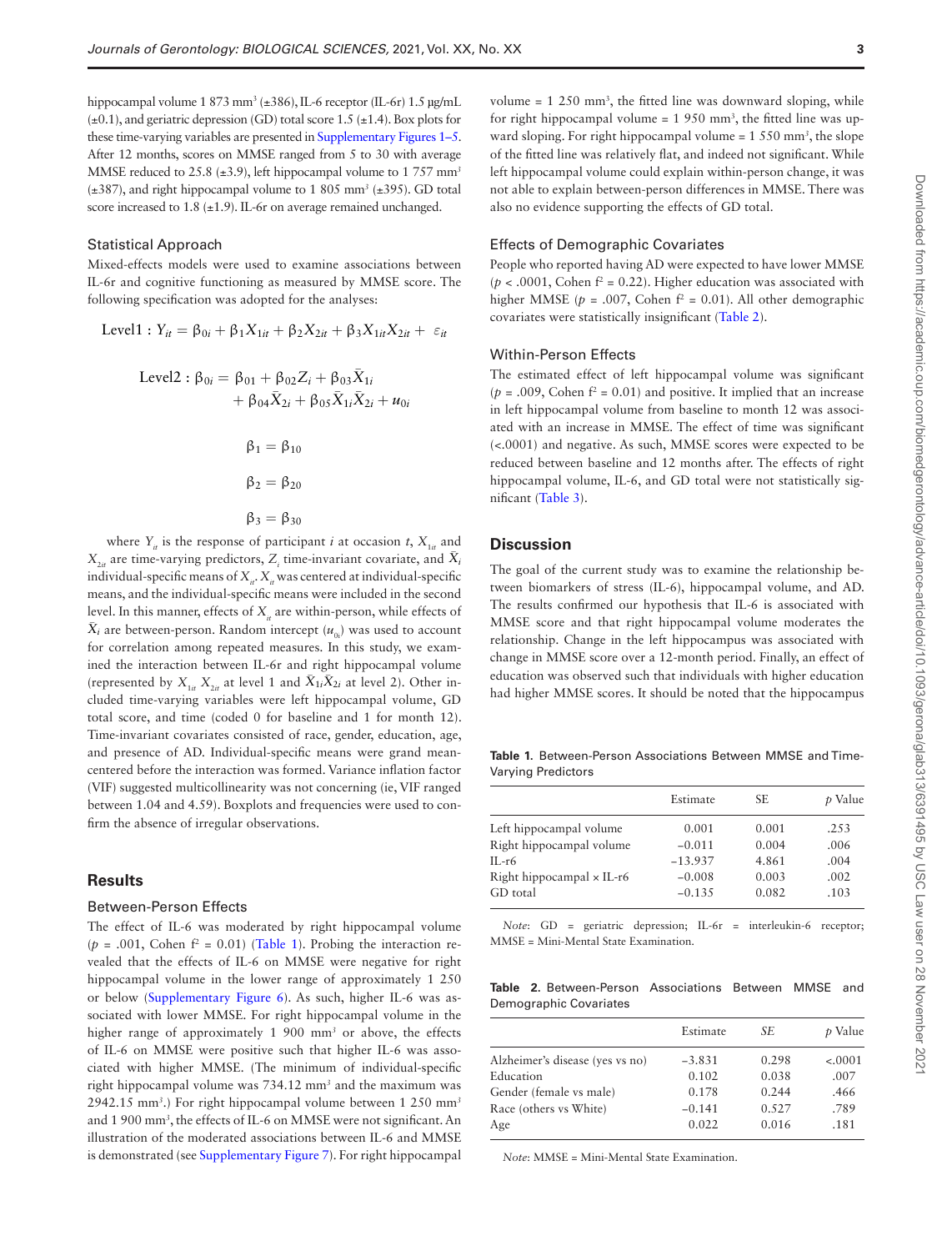hippocampal volume 1 873 mm$^3$ (±386), IL-6 receptor (IL-6r) 1.5 µg/mL (±0.1), and geriatric depression (GD) total score 1.5 (±1.4). Box plots for these time-varying variables are presented in Supplementary Figures 1–5. After 12 months, scores on MMSE ranged from 5 to 30 with average MMSE reduced to 25.8 (±3.9), left hippocampal volume to 1 757 mm$^3$ (±387), and right hippocampal volume to 1 805 mm$^3$ (±395). GD total score increased to 1.8 (±1.9). IL-6r on average remained unchanged.

### Statistical Approach

Mixed-effects models were used to examine associations between IL-6r and cognitive functioning as measured by MMSE score. The following specification was adopted for the analyses:

$$\text{Level1}: Y_{it} = \beta_{0i} + \beta_1 X_{1it} + \beta_2 X_{2it} + \beta_3 X_{1it} X_{2it} + \varepsilon_{it}$$

$$\text{Level2}: \beta_{0i} = \beta_{01} + \beta_{02} Z_i + \beta_{03} \bar{X}_{1i} + \beta_{04} \bar{X}_{2i} + \beta_{05} \bar{X}_{1i} \bar{X}_{2i} + u_{0i}$$

$$\beta_1 = \beta_{10}$$

$$\beta_2 = \beta_{20}$$

$$\beta_3 = \beta_{30}$$

where $Y_{it}$ is the response of participant $i$ at occasion $t$, $X_{1it}$ and $X_{2it}$ are time-varying predictors, $Z_i$ time-invariant covariate, and $\bar{X}_i$ individual-specific means of $X_{it}$. $X_{it}$ was centered at individual-specific means, and the individual-specific means were included in the second level. In this manner, effects of $X_{it}$ are within-person, while effects of $\bar{X}_i$ are between-person. Random intercept ($u_{0i}$) was used to account for correlation among repeated measures. In this study, we examined the interaction between IL-6r and right hippocampal volume (represented by $X_{1it}$ $X_{2it}$ at level 1 and $\bar{X}_{1i}\bar{X}_{2i}$ at level 2). Other included time-varying variables were left hippocampal volume, GD total score, and time (coded 0 for baseline and 1 for month 12). Time-invariant covariates consisted of race, gender, education, age, and presence of AD. Individual-specific means were grand mean-centered before the interaction was formed. Variance inflation factor (VIF) suggested multicollinearity was not concerning (ie, VIF ranged between 1.04 and 4.59). Boxplots and frequencies were used to confirm the absence of irregular observations.

## Results

### Between-Person Effects

The effect of IL-6 was moderated by right hippocampal volume ($p$ = .001, Cohen $f^2$ = 0.01) (Table 1). Probing the interaction revealed that the effects of IL-6 on MMSE were negative for right hippocampal volume in the lower range of approximately 1 250 or below (Supplementary Figure 6). As such, higher IL-6 was associated with lower MMSE. For right hippocampal volume in the higher range of approximately 1 900 mm$^3$ or above, the effects of IL-6 on MMSE were positive such that higher IL-6 was associated with higher MMSE. (The minimum of individual-specific right hippocampal volume was 734.12 mm$^3$ and the maximum was 2942.15 mm$^3$.) For right hippocampal volume between 1 250 mm$^3$ and 1 900 mm$^3$, the effects of IL-6 on MMSE were not significant. An illustration of the moderated associations between IL-6 and MMSE is demonstrated (see Supplementary Figure 7). For right hippocampal volume = 1 250 mm$^3$, the fitted line was downward sloping, while for right hippocampal volume = 1 950 mm$^3$, the fitted line was upward sloping. For right hippocampal volume = 1 550 mm$^3$, the slope of the fitted line was relatively flat, and indeed not significant. While left hippocampal volume could explain within-person change, it was not able to explain between-person differences in MMSE. There was also no evidence supporting the effects of GD total.

### Effects of Demographic Covariates

People who reported having AD were expected to have lower MMSE ($p$ < .0001, Cohen $f^2$ = 0.22). Higher education was associated with higher MMSE ($p$ = .007, Cohen $f^2$ = 0.01). All other demographic covariates were statistically insignificant (Table 2).

### Within-Person Effects

The estimated effect of left hippocampal volume was significant ($p$ = .009, Cohen $f^2$ = 0.01) and positive. It implied that an increase in left hippocampal volume from baseline to month 12 was associated with an increase in MMSE. The effect of time was significant (<.0001) and negative. As such, MMSE scores were expected to be reduced between baseline and 12 months after. The effects of right hippocampal volume, IL-6, and GD total were not statistically significant (Table 3).

## Discussion

The goal of the current study was to examine the relationship between biomarkers of stress (IL-6), hippocampal volume, and AD. The results confirmed our hypothesis that IL-6 is associated with MMSE score and that right hippocampal volume moderates the relationship. Change in the left hippocampus was associated with change in MMSE score over a 12-month period. Finally, an effect of education was observed such that individuals with higher education had higher MMSE scores. It should be noted that the hippocampus

**Table 1.** Between-Person Associations Between MMSE and Time-Varying Predictors

| | Estimate | SE | $p$ Value |
|---|---|---|---|
| Left hippocampal volume | 0.001 | 0.001 | .253 |
| Right hippocampal volume | −0.011 | 0.004 | .006 |
| IL-r6 | −13.937 | 4.861 | .004 |
| Right hippocampal × IL-r6 | −0.008 | 0.003 | .002 |
| GD total | −0.135 | 0.082 | .103 |

*Note*: GD = geriatric depression; IL-6r = interleukin-6 receptor; MMSE = Mini-Mental State Examination.

**Table 2.** Between-Person Associations Between MMSE and Demographic Covariates

| | Estimate | *SE* | $p$ Value |
|---|---|---|---|
| Alzheimer's disease (yes vs no) | −3.831 | 0.298 | <.0001 |
| Education | 0.102 | 0.038 | .007 |
| Gender (female vs male) | 0.178 | 0.244 | .466 |
| Race (others vs White) | −0.141 | 0.527 | .789 |
| Age | 0.022 | 0.016 | .181 |

*Note*: MMSE = Mini-Mental State Examination.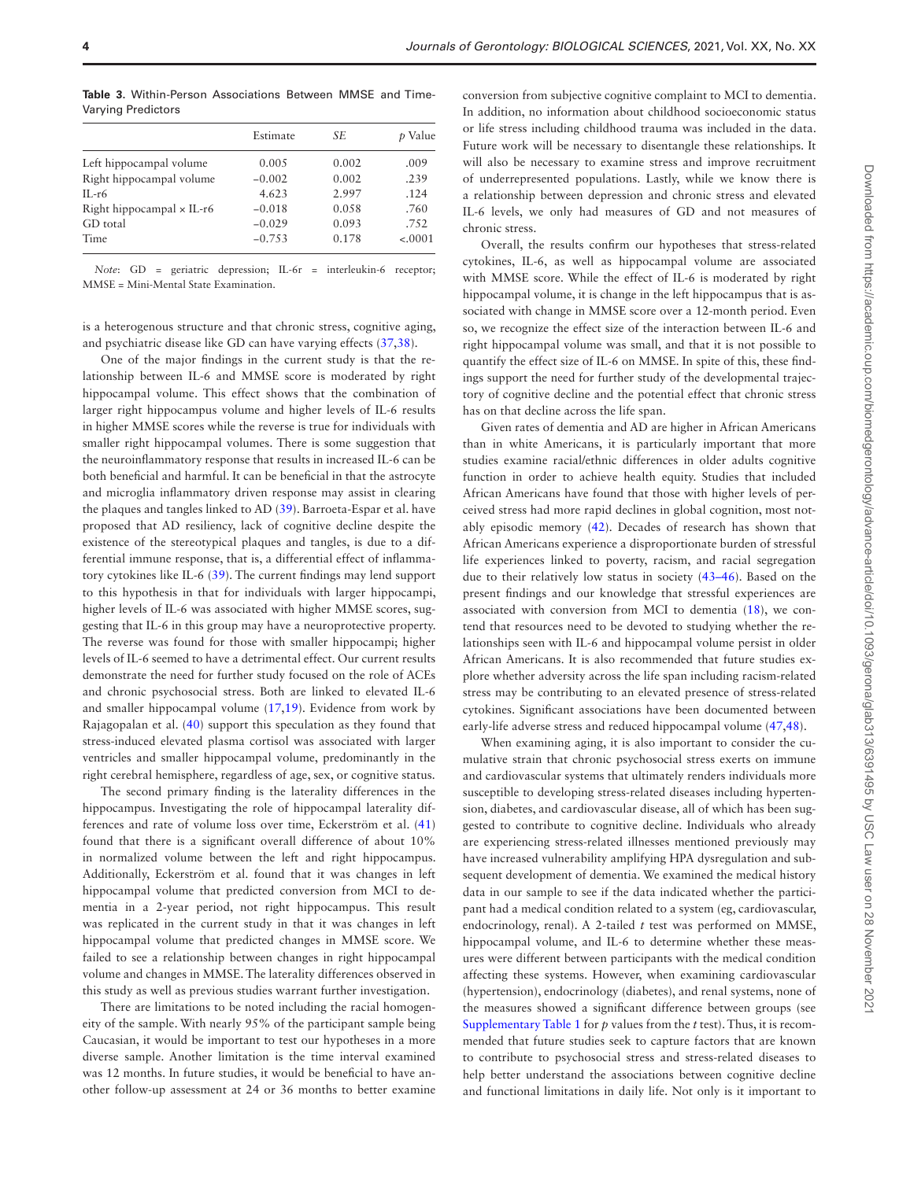**Table 3.** Within-Person Associations Between MMSE and Time-Varying Predictors

| | Estimate | *SE* | *p* Value |
|---|---|---|---|
| Left hippocampal volume | 0.005 | 0.002 | .009 |
| Right hippocampal volume | −0.002 | 0.002 | .239 |
| IL-r6 | 4.623 | 2.997 | .124 |
| Right hippocampal × IL-r6 | −0.018 | 0.058 | .760 |
| GD total | −0.029 | 0.093 | .752 |
| Time | −0.753 | 0.178 | <.0001 |

*Note*: GD = geriatric depression; IL-6r = interleukin-6 receptor; MMSE = Mini-Mental State Examination.

is a heterogenous structure and that chronic stress, cognitive aging, and psychiatric disease like GD can have varying effects (37,38).

One of the major findings in the current study is that the relationship between IL-6 and MMSE score is moderated by right hippocampal volume. This effect shows that the combination of larger right hippocampus volume and higher levels of IL-6 results in higher MMSE scores while the reverse is true for individuals with smaller right hippocampal volumes. There is some suggestion that the neuroinflammatory response that results in increased IL-6 can be both beneficial and harmful. It can be beneficial in that the astrocyte and microglia inflammatory driven response may assist in clearing the plaques and tangles linked to AD (39). Barroeta-Espar et al. have proposed that AD resiliency, lack of cognitive decline despite the existence of the stereotypical plaques and tangles, is due to a differential immune response, that is, a differential effect of inflammatory cytokines like IL-6 (39). The current findings may lend support to this hypothesis in that for individuals with larger hippocampi, higher levels of IL-6 was associated with higher MMSE scores, suggesting that IL-6 in this group may have a neuroprotective property. The reverse was found for those with smaller hippocampi; higher levels of IL-6 seemed to have a detrimental effect. Our current results demonstrate the need for further study focused on the role of ACEs and chronic psychosocial stress. Both are linked to elevated IL-6 and smaller hippocampal volume (17,19). Evidence from work by Rajagopalan et al. (40) support this speculation as they found that stress-induced elevated plasma cortisol was associated with larger ventricles and smaller hippocampal volume, predominantly in the right cerebral hemisphere, regardless of age, sex, or cognitive status.

The second primary finding is the laterality differences in the hippocampus. Investigating the role of hippocampal laterality differences and rate of volume loss over time, Eckerström et al. (41) found that there is a significant overall difference of about 10% in normalized volume between the left and right hippocampus. Additionally, Eckerström et al. found that it was changes in left hippocampal volume that predicted conversion from MCI to dementia in a 2-year period, not right hippocampus. This result was replicated in the current study in that it was changes in left hippocampal volume that predicted changes in MMSE score. We failed to see a relationship between changes in right hippocampal volume and changes in MMSE. The laterality differences observed in this study as well as previous studies warrant further investigation.

There are limitations to be noted including the racial homogeneity of the sample. With nearly 95% of the participant sample being Caucasian, it would be important to test our hypotheses in a more diverse sample. Another limitation is the time interval examined was 12 months. In future studies, it would be beneficial to have another follow-up assessment at 24 or 36 months to better examine conversion from subjective cognitive complaint to MCI to dementia. In addition, no information about childhood socioeconomic status or life stress including childhood trauma was included in the data. Future work will be necessary to disentangle these relationships. It will also be necessary to examine stress and improve recruitment of underrepresented populations. Lastly, while we know there is a relationship between depression and chronic stress and elevated IL-6 levels, we only had measures of GD and not measures of chronic stress.

Overall, the results confirm our hypotheses that stress-related cytokines, IL-6, as well as hippocampal volume are associated with MMSE score. While the effect of IL-6 is moderated by right hippocampal volume, it is change in the left hippocampus that is associated with change in MMSE score over a 12-month period. Even so, we recognize the effect size of the interaction between IL-6 and right hippocampal volume was small, and that it is not possible to quantify the effect size of IL-6 on MMSE. In spite of this, these findings support the need for further study of the developmental trajectory of cognitive decline and the potential effect that chronic stress has on that decline across the life span.

Given rates of dementia and AD are higher in African Americans than in white Americans, it is particularly important that more studies examine racial/ethnic differences in older adults cognitive function in order to achieve health equity. Studies that included African Americans have found that those with higher levels of perceived stress had more rapid declines in global cognition, most notably episodic memory (42). Decades of research has shown that African Americans experience a disproportionate burden of stressful life experiences linked to poverty, racism, and racial segregation due to their relatively low status in society (43–46). Based on the present findings and our knowledge that stressful experiences are associated with conversion from MCI to dementia (18), we contend that resources need to be devoted to studying whether the relationships seen with IL-6 and hippocampal volume persist in older African Americans. It is also recommended that future studies explore whether adversity across the life span including racism-related stress may be contributing to an elevated presence of stress-related cytokines. Significant associations have been documented between early-life adverse stress and reduced hippocampal volume (47,48).

When examining aging, it is also important to consider the cumulative strain that chronic psychosocial stress exerts on immune and cardiovascular systems that ultimately renders individuals more susceptible to developing stress-related diseases including hypertension, diabetes, and cardiovascular disease, all of which has been suggested to contribute to cognitive decline. Individuals who already are experiencing stress-related illnesses mentioned previously may have increased vulnerability amplifying HPA dysregulation and subsequent development of dementia. We examined the medical history data in our sample to see if the data indicated whether the participant had a medical condition related to a system (eg, cardiovascular, endocrinology, renal). A 2-tailed *t* test was performed on MMSE, hippocampal volume, and IL-6 to determine whether these measures were different between participants with the medical condition affecting these systems. However, when examining cardiovascular (hypertension), endocrinology (diabetes), and renal systems, none of the measures showed a significant difference between groups (see Supplementary Table 1 for *p* values from the *t* test). Thus, it is recommended that future studies seek to capture factors that are known to contribute to psychosocial stress and stress-related diseases to help better understand the associations between cognitive decline and functional limitations in daily life. Not only is it important to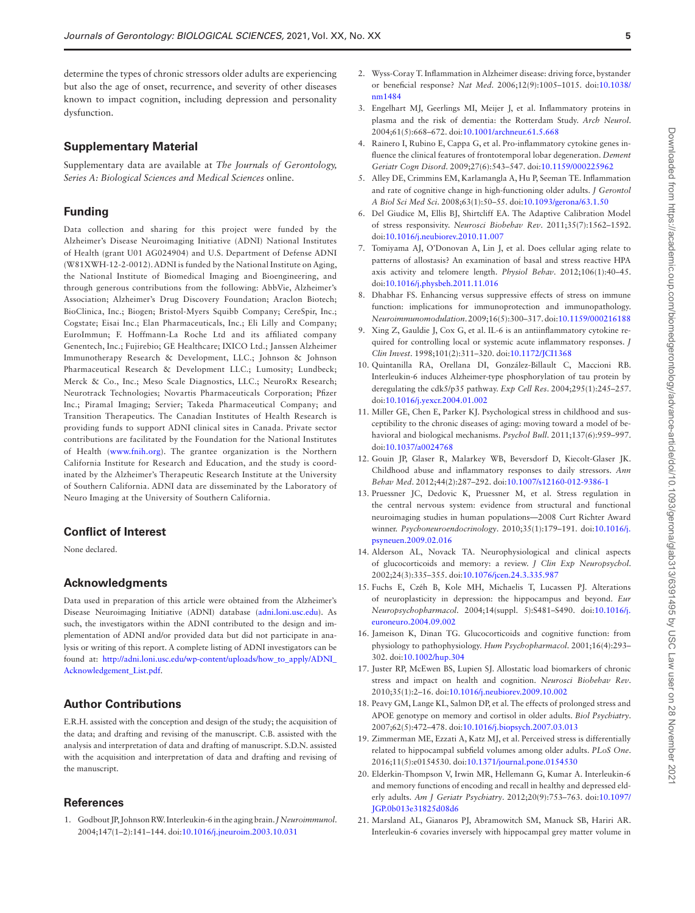determine the types of chronic stressors older adults are experiencing but also the age of onset, recurrence, and severity of other diseases known to impact cognition, including depression and personality dysfunction.

## Supplementary Material

Supplementary data are available at *The Journals of Gerontology, Series A: Biological Sciences and Medical Sciences* online.

## Funding

Data collection and sharing for this project were funded by the Alzheimer's Disease Neuroimaging Initiative (ADNI) National Institutes of Health (grant U01 AG024904) and U.S. Department of Defense ADNI (W81XWH-12-2-0012). ADNI is funded by the National Institute on Aging, the National Institute of Biomedical Imaging and Bioengineering, and through generous contributions from the following: AbbVie, Alzheimer's Association; Alzheimer's Drug Discovery Foundation; Araclon Biotech; BioClinica, Inc.; Biogen; Bristol-Myers Squibb Company; CereSpir, Inc.; Cogstate; Eisai Inc.; Elan Pharmaceuticals, Inc.; Eli Lilly and Company; EuroImmun; F. Hoffmann-La Roche Ltd and its affiliated company Genentech, Inc.; Fujirebio; GE Healthcare; IXICO Ltd.; Janssen Alzheimer Immunotherapy Research & Development, LLC.; Johnson & Johnson Pharmaceutical Research & Development LLC.; Lumosity; Lundbeck; Merck & Co., Inc.; Meso Scale Diagnostics, LLC.; NeuroRx Research; Neurotrack Technologies; Novartis Pharmaceuticals Corporation; Pfizer Inc.; Piramal Imaging; Servier; Takeda Pharmaceutical Company; and Transition Therapeutics. The Canadian Institutes of Health Research is providing funds to support ADNI clinical sites in Canada. Private sector contributions are facilitated by the Foundation for the National Institutes of Health (www.fnih.org). The grantee organization is the Northern California Institute for Research and Education, and the study is coordinated by the Alzheimer's Therapeutic Research Institute at the University of Southern California. ADNI data are disseminated by the Laboratory of Neuro Imaging at the University of Southern California.

## Conflict of Interest

None declared.

## Acknowledgments

Data used in preparation of this article were obtained from the Alzheimer's Disease Neuroimaging Initiative (ADNI) database (adni.loni.usc.edu). As such, the investigators within the ADNI contributed to the design and implementation of ADNI and/or provided data but did not participate in analysis or writing of this report. A complete listing of ADNI investigators can be found at: http://adni.loni.usc.edu/wp-content/uploads/how_to_apply/ADNI_Acknowledgement_List.pdf.

## Author Contributions

E.R.H. assisted with the conception and design of the study; the acquisition of the data; and drafting and revising of the manuscript. C.B. assisted with the analysis and interpretation of data and drafting of manuscript. S.D.N. assisted with the acquisition and interpretation of data and drafting and revising of the manuscript.

## References

1. Godbout JP, Johnson RW. Interleukin-6 in the aging brain. *J Neuroimmunol*. 2004;147(1–2):141–144. doi:10.1016/j.jneuroim.2003.10.031
2. Wyss-Coray T. Inflammation in Alzheimer disease: driving force, bystander or beneficial response? *Nat Med*. 2006;12(9):1005–1015. doi:10.1038/nm1484
3. Engelhart MJ, Geerlings MI, Meijer J, et al. Inflammatory proteins in plasma and the risk of dementia: the Rotterdam Study. *Arch Neurol*. 2004;61(5):668–672. doi:10.1001/archneur.61.5.668
4. Rainero I, Rubino E, Cappa G, et al. Pro-inflammatory cytokine genes influence the clinical features of frontotemporal lobar degeneration. *Dement Geriatr Cogn Disord*. 2009;27(6):543–547. doi:10.1159/000225962
5. Alley DE, Crimmins EM, Karlamangla A, Hu P, Seeman TE. Inflammation and rate of cognitive change in high-functioning older adults. *J Gerontol A Biol Sci Med Sci*. 2008;63(1):50–55. doi:10.1093/gerona/63.1.50
6. Del Giudice M, Ellis BJ, Shirtcliff EA. The Adaptive Calibration Model of stress responsivity. *Neurosci Biobehav Rev*. 2011;35(7):1562–1592. doi:10.1016/j.neubiorev.2010.11.007
7. Tomiyama AJ, O'Donovan A, Lin J, et al. Does cellular aging relate to patterns of allostasis? An examination of basal and stress reactive HPA axis activity and telomere length. *Physiol Behav*. 2012;106(1):40–45. doi:10.1016/j.physbeh.2011.11.016
8. Dhabhar FS. Enhancing versus suppressive effects of stress on immune function: implications for immunoprotection and immunopathology. *Neuroimmunomodulation*. 2009;16(5):300–317. doi:10.1159/000216188
9. Xing Z, Gauldie J, Cox G, et al. IL-6 is an antiinflammatory cytokine required for controlling local or systemic acute inflammatory responses. *J Clin Invest*. 1998;101(2):311–320. doi:10.1172/JCI1368
10. Quintanilla RA, Orellana DI, González-Billault C, Maccioni RB. Interleukin-6 induces Alzheimer-type phosphorylation of tau protein by deregulating the cdk5/p35 pathway. *Exp Cell Res*. 2004;295(1):245–257. doi:10.1016/j.yexcr.2004.01.002
11. Miller GE, Chen E, Parker KJ. Psychological stress in childhood and susceptibility to the chronic diseases of aging: moving toward a model of behavioral and biological mechanisms. *Psychol Bull*. 2011;137(6):959–997. doi:10.1037/a0024768
12. Gouin JP, Glaser R, Malarkey WB, Beversdorf D, Kiecolt-Glaser JK. Childhood abuse and inflammatory responses to daily stressors. *Ann Behav Med*. 2012;44(2):287–292. doi:10.1007/s12160-012-9386-1
13. Pruessner JC, Dedovic K, Pruessner M, et al. Stress regulation in the central nervous system: evidence from structural and functional neuroimaging studies in human populations—2008 Curt Richter Award winner. *Psychoneuroendocrinology*. 2010;35(1):179–191. doi:10.1016/j.psyneuen.2009.02.016
14. Alderson AL, Novack TA. Neurophysiological and clinical aspects of glucocorticoids and memory: a review. *J Clin Exp Neuropsychol*. 2002;24(3):335–355. doi:10.1076/jcen.24.3.335.987
15. Fuchs E, Czéh B, Kole MH, Michaelis T, Lucassen PJ. Alterations of neuroplasticity in depression: the hippocampus and beyond. *Eur Neuropsychopharmacol*. 2004;14(suppl. 5):S481–S490. doi:10.1016/j.euroneuro.2004.09.002
16. Jameison K, Dinan TG. Glucocorticoids and cognitive function: from physiology to pathophysiology. *Hum Psychopharmacol*. 2001;16(4):293–302. doi:10.1002/hup.304
17. Juster RP, McEwen BS, Lupien SJ. Allostatic load biomarkers of chronic stress and impact on health and cognition. *Neurosci Biobehav Rev*. 2010;35(1):2–16. doi:10.1016/j.neubiorev.2009.10.002
18. Peavy GM, Lange KL, Salmon DP, et al. The effects of prolonged stress and APOE genotype on memory and cortisol in older adults. *Biol Psychiatry*. 2007;62(5):472–478. doi:10.1016/j.biopsych.2007.03.013
19. Zimmerman ME, Ezzati A, Katz MJ, et al. Perceived stress is differentially related to hippocampal subfield volumes among older adults. *PLoS One*. 2016;11(5):e0154530. doi:10.1371/journal.pone.0154530
20. Elderkin-Thompson V, Irwin MR, Hellemann G, Kumar A. Interleukin-6 and memory functions of encoding and recall in healthy and depressed elderly adults. *Am J Geriatr Psychiatry*. 2012;20(9):753–763. doi:10.1097/JGP.0b013e31825d08d6
21. Marsland AL, Gianaros PJ, Abramowitch SM, Manuck SB, Hariri AR. Interleukin-6 covaries inversely with hippocampal grey matter volume in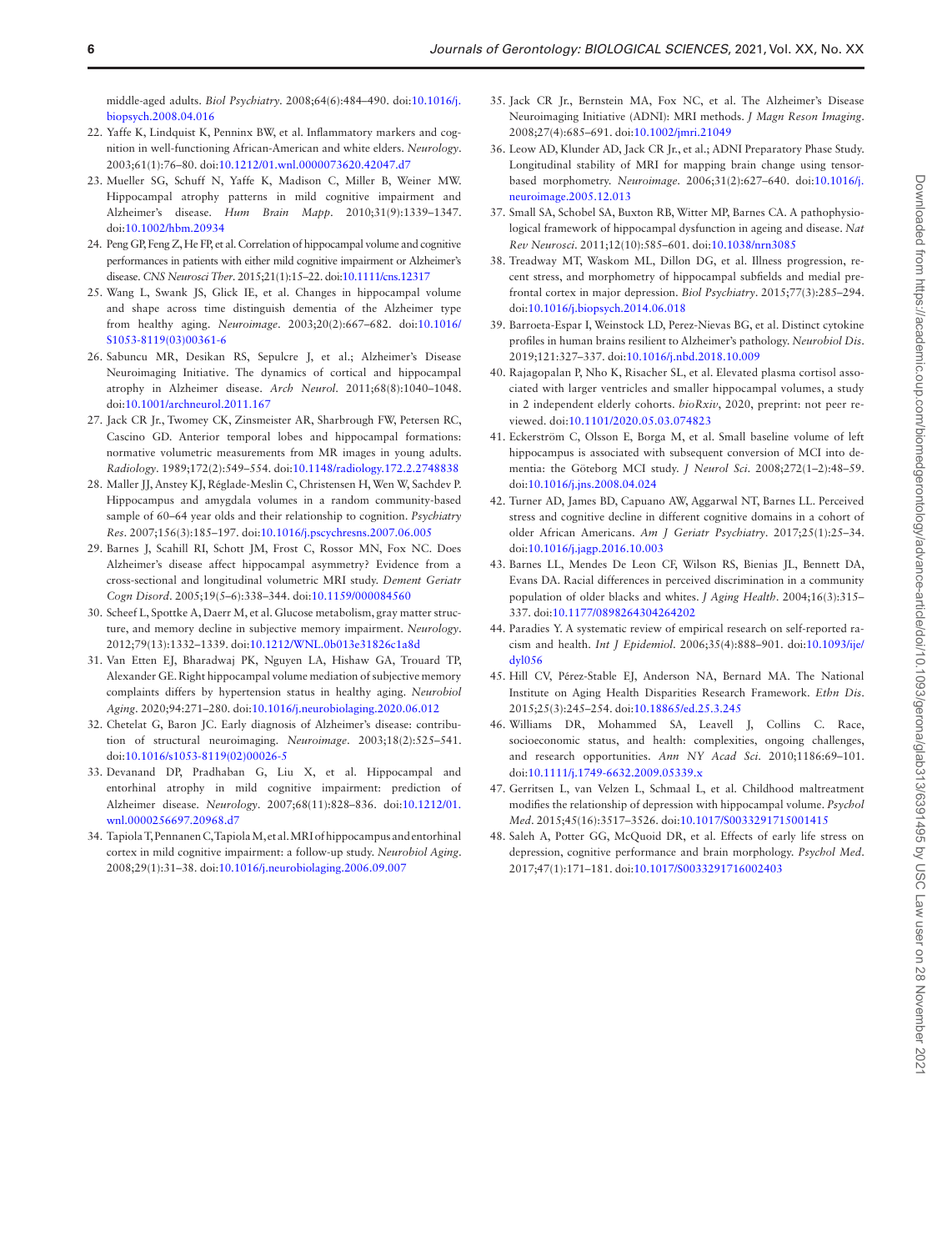middle-aged adults. *Biol Psychiatry*. 2008;64(6):484–490. doi:10.1016/j.biopsych.2008.04.016

22. Yaffe K, Lindquist K, Penninx BW, et al. Inflammatory markers and cognition in well-functioning African-American and white elders. *Neurology*. 2003;61(1):76–80. doi:10.1212/01.wnl.0000073620.42047.d7
23. Mueller SG, Schuff N, Yaffe K, Madison C, Miller B, Weiner MW. Hippocampal atrophy patterns in mild cognitive impairment and Alzheimer's disease. *Hum Brain Mapp*. 2010;31(9):1339–1347. doi:10.1002/hbm.20934
24. Peng GP, Feng Z, He FP, et al. Correlation of hippocampal volume and cognitive performances in patients with either mild cognitive impairment or Alzheimer's disease. *CNS Neurosci Ther*. 2015;21(1):15–22. doi:10.1111/cns.12317
25. Wang L, Swank JS, Glick IE, et al. Changes in hippocampal volume and shape across time distinguish dementia of the Alzheimer type from healthy aging. *Neuroimage*. 2003;20(2):667–682. doi:10.1016/S1053-8119(03)00361-6
26. Sabuncu MR, Desikan RS, Sepulcre J, et al.; Alzheimer's Disease Neuroimaging Initiative. The dynamics of cortical and hippocampal atrophy in Alzheimer disease. *Arch Neurol*. 2011;68(8):1040–1048. doi:10.1001/archneurol.2011.167
27. Jack CR Jr., Twomey CK, Zinsmeister AR, Sharbrough FW, Petersen RC, Cascino GD. Anterior temporal lobes and hippocampal formations: normative volumetric measurements from MR images in young adults. *Radiology*. 1989;172(2):549–554. doi:10.1148/radiology.172.2.2748838
28. Maller JJ, Anstey KJ, Réglade-Meslin C, Christensen H, Wen W, Sachdev P. Hippocampus and amygdala volumes in a random community-based sample of 60–64 year olds and their relationship to cognition. *Psychiatry Res*. 2007;156(3):185–197. doi:10.1016/j.pscychresns.2007.06.005
29. Barnes J, Scahill RI, Schott JM, Frost C, Rossor MN, Fox NC. Does Alzheimer's disease affect hippocampal asymmetry? Evidence from a cross-sectional and longitudinal volumetric MRI study. *Dement Geriatr Cogn Disord*. 2005;19(5–6):338–344. doi:10.1159/000084560
30. Scheef L, Spottke A, Daerr M, et al. Glucose metabolism, gray matter structure, and memory decline in subjective memory impairment. *Neurology*. 2012;79(13):1332–1339. doi:10.1212/WNL.0b013e31826c1a8d
31. Van Etten EJ, Bharadwaj PK, Nguyen LA, Hishaw GA, Trouard TP, Alexander GE. Right hippocampal volume mediation of subjective memory complaints differs by hypertension status in healthy aging. *Neurobiol Aging*. 2020;94:271–280. doi:10.1016/j.neurobiolaging.2020.06.012
32. Chetelat G, Baron JC. Early diagnosis of Alzheimer's disease: contribution of structural neuroimaging. *Neuroimage*. 2003;18(2):525–541. doi:10.1016/s1053-8119(02)00026-5
33. Devanand DP, Pradhaban G, Liu X, et al. Hippocampal and entorhinal atrophy in mild cognitive impairment: prediction of Alzheimer disease. *Neurology*. 2007;68(11):828–836. doi:10.1212/01.wnl.0000256697.20968.d7
34. Tapiola T, Pennanen C, Tapiola M, et al. MRI of hippocampus and entorhinal cortex in mild cognitive impairment: a follow-up study. *Neurobiol Aging*. 2008;29(1):31–38. doi:10.1016/j.neurobiolaging.2006.09.007
35. Jack CR Jr., Bernstein MA, Fox NC, et al. The Alzheimer's Disease Neuroimaging Initiative (ADNI): MRI methods. *J Magn Reson Imaging*. 2008;27(4):685–691. doi:10.1002/jmri.21049
36. Leow AD, Klunder AD, Jack CR Jr., et al.; ADNI Preparatory Phase Study. Longitudinal stability of MRI for mapping brain change using tensor-based morphometry. *Neuroimage*. 2006;31(2):627–640. doi:10.1016/j.neuroimage.2005.12.013
37. Small SA, Schobel SA, Buxton RB, Witter MP, Barnes CA. A pathophysiological framework of hippocampal dysfunction in ageing and disease. *Nat Rev Neurosci*. 2011;12(10):585–601. doi:10.1038/nrn3085
38. Treadway MT, Waskom ML, Dillon DG, et al. Illness progression, recent stress, and morphometry of hippocampal subfields and medial prefrontal cortex in major depression. *Biol Psychiatry*. 2015;77(3):285–294. doi:10.1016/j.biopsych.2014.06.018
39. Barroeta-Espar I, Weinstock LD, Perez-Nievas BG, et al. Distinct cytokine profiles in human brains resilient to Alzheimer's pathology. *Neurobiol Dis*. 2019;121:327–337. doi:10.1016/j.nbd.2018.10.009
40. Rajagopalan P, Nho K, Risacher SL, et al. Elevated plasma cortisol associated with larger ventricles and smaller hippocampal volumes, a study in 2 independent elderly cohorts. *bioRxiv*, 2020, preprint: not peer reviewed. doi:10.1101/2020.05.03.074823
41. Eckerström C, Olsson E, Borga M, et al. Small baseline volume of left hippocampus is associated with subsequent conversion of MCI into dementia: the Göteborg MCI study. *J Neurol Sci*. 2008;272(1–2):48–59. doi:10.1016/j.jns.2008.04.024
42. Turner AD, James BD, Capuano AW, Aggarwal NT, Barnes LL. Perceived stress and cognitive decline in different cognitive domains in a cohort of older African Americans. *Am J Geriatr Psychiatry*. 2017;25(1):25–34. doi:10.1016/j.jagp.2016.10.003
43. Barnes LL, Mendes De Leon CF, Wilson RS, Bienias JL, Bennett DA, Evans DA. Racial differences in perceived discrimination in a community population of older blacks and whites. *J Aging Health*. 2004;16(3):315–337. doi:10.1177/0898264304264202
44. Paradies Y. A systematic review of empirical research on self-reported racism and health. *Int J Epidemiol*. 2006;35(4):888–901. doi:10.1093/ije/dyl056
45. Hill CV, Pérez-Stable EJ, Anderson NA, Bernard MA. The National Institute on Aging Health Disparities Research Framework. *Ethn Dis*. 2015;25(3):245–254. doi:10.18865/ed.25.3.245
46. Williams DR, Mohammed SA, Leavell J, Collins C. Race, socioeconomic status, and health: complexities, ongoing challenges, and research opportunities. *Ann NY Acad Sci*. 2010;1186:69–101. doi:10.1111/j.1749-6632.2009.05339.x
47. Gerritsen L, van Velzen L, Schmaal L, et al. Childhood maltreatment modifies the relationship of depression with hippocampal volume. *Psychol Med*. 2015;45(16):3517–3526. doi:10.1017/S0033291715001415
48. Saleh A, Potter GG, McQuoid DR, et al. Effects of early life stress on depression, cognitive performance and brain morphology. *Psychol Med*. 2017;47(1):171–181. doi:10.1017/S0033291716002403